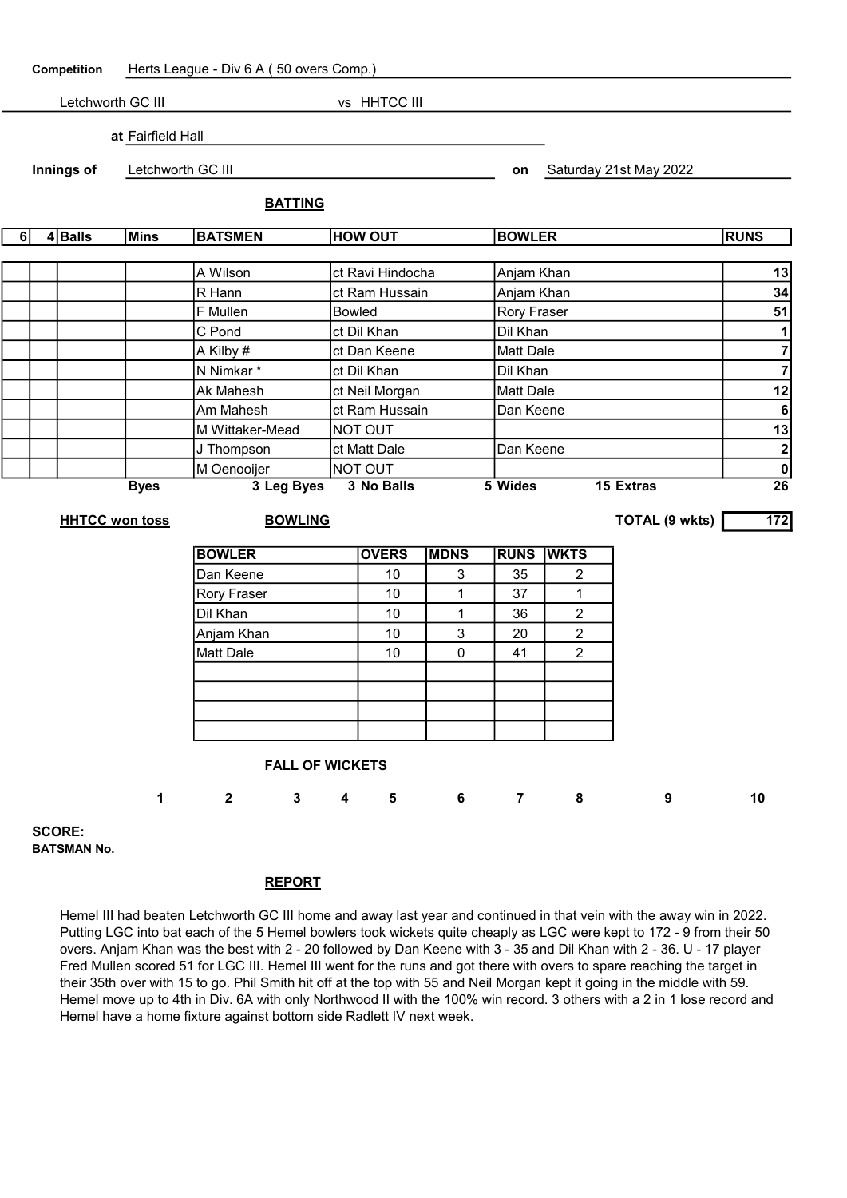**Competition** Herts League - Div 6 A ( 50 overs Comp.)

Letchworth GC III vs HHTCC III

**at** Fairfield Hall

**Innings of** Letchworth GC III **on** Saturday 21st May 2022

## BATTING

| 6 | 4 | Balls | Mins | BATSMEN | HOW OUT | BOWLER | RUNS |
|---|---|---|---|---|---|---|---|
| | | | | A Wilson | ct Ravi Hindocha | Anjam Khan | 13 |
| | | | | R Hann | ct Ram Hussain | Anjam Khan | 34 |
| | | | | F Mullen | Bowled | Rory Fraser | 51 |
| | | | | C Pond | ct Dil Khan | Dil Khan | 1 |
| | | | | A Kilby # | ct Dan Keene | Matt Dale | 7 |
| | | | | N Nimkar * | ct Dil Khan | Dil Khan | 7 |
| | | | | Ak Mahesh | ct Neil Morgan | Matt Dale | 12 |
| | | | | Am Mahesh | ct Ram Hussain | Dan Keene | 6 |
| | | | | M Wittaker-Mead | NOT OUT | | 13 |
| | | | | J Thompson | ct Matt Dale | Dan Keene | 2 |
| | | | | M Oenooijer | NOT OUT | | 0 |

**Byes** 3 **Leg Byes** 3 **No Balls** 5 **Wides** 15 **Extras** 26

**HHTCC won toss**

**TOTAL (9 wkts)** 172

## BOWLING

| BOWLER | OVERS | MDNS | RUNS | WKTS |
|---|---|---|---|---|
| Dan Keene | 10 | 3 | 35 | 2 |
| Rory Fraser | 10 | 1 | 37 | 1 |
| Dil Khan | 10 | 1 | 36 | 2 |
| Anjam Khan | 10 | 3 | 20 | 2 |
| Matt Dale | 10 | 0 | 41 | 2 |
| | | | | |
| | | | | |
| | | | | |
| | | | | |

## FALL OF WICKETS

| | 1 | 2 | 3 | 4 | 5 | 6 | 7 | 8 | 9 | 10 |
|---|---|---|---|---|---|---|---|---|---|---|
| **SCORE:** | | | | | | | | | | |
| **BATSMAN No.** | | | | | | | | | | |

## REPORT

Hemel III had beaten Letchworth GC III home and away last year and continued in that vein with the away win in 2022. Putting LGC into bat each of the 5 Hemel bowlers took wickets quite cheaply as LGC were kept to 172 - 9 from their 50 overs. Anjam Khan was the best with 2 - 20 followed by Dan Keene with 3 - 35 and Dil Khan with 2 - 36. U - 17 player Fred Mullen scored 51 for LGC III. Hemel III went for the runs and got there with overs to spare reaching the target in their 35th over with 15 to go. Phil Smith hit off at the top with 55 and Neil Morgan kept it going in the middle with 59. Hemel move up to 4th in Div. 6A with only Northwood II with the 100% win record. 3 others with a 2 in 1 lose record and Hemel have a home fixture against bottom side Radlett IV next week.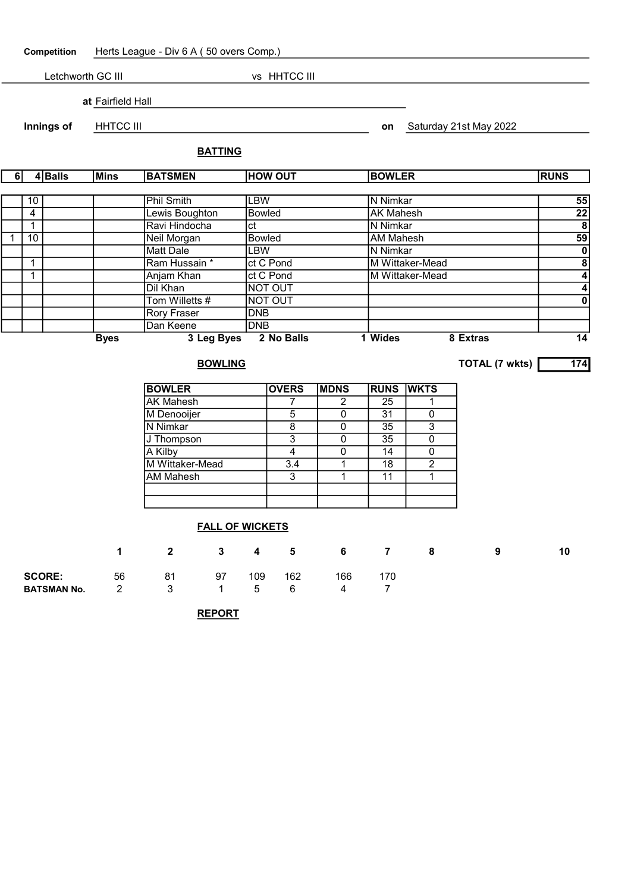**Competition** Herts League - Div 6 A ( 50 overs Comp.)

Letchworth GC III vs HHTCC III

**at** Fairfield Hall

**Innings of** HHTCC III **on** Saturday 21st May 2022

## BATTING

| 6 | 4 | Balls | Mins | BATSMEN | HOW OUT | BOWLER | RUNS |
|---|---|---|---|---|---|---|---|
| | 10 | | | Phil Smith | LBW | N Nimkar | 55 |
| | 4 | | | Lewis Boughton | Bowled | AK Mahesh | 22 |
| | 1 | | | Ravi Hindocha | ct | N Nimkar | 8 |
| 1 | 10 | | | Neil Morgan | Bowled | AM Mahesh | 59 |
| | | | | Matt Dale | LBW | N Nimkar | 0 |
| | 1 | | | Ram Hussain * | ct C Pond | M Wittaker-Mead | 8 |
| | 1 | | | Anjam Khan | ct C Pond | M Wittaker-Mead | 4 |
| | | | | Dil Khan | NOT OUT | | 4 |
| | | | | Tom Willetts # | NOT OUT | | 0 |
| | | | | Rory Fraser | DNB | | |
| | | | | Dan Keene | DNB | | |

**Byes** 3 **Leg Byes** 2 **No Balls** 1 **Wides** 8 **Extras** 14

**TOTAL (7 wkts)** 174

## BOWLING

| BOWLER | OVERS | MDNS | RUNS | WKTS |
|---|---|---|---|---|
| AK Mahesh | 7 | 2 | 25 | 1 |
| M Denooijer | 5 | 0 | 31 | 0 |
| N Nimkar | 8 | 0 | 35 | 3 |
| J Thompson | 3 | 0 | 35 | 0 |
| A Kilby | 4 | 0 | 14 | 0 |
| M Wittaker-Mead | 3.4 | 1 | 18 | 2 |
| AM Mahesh | 3 | 1 | 11 | 1 |
| | | | | |
| | | | | |

## FALL OF WICKETS

| | 1 | 2 | 3 | 4 | 5 | 6 | 7 | 8 | 9 | 10 |
|---|---|---|---|---|---|---|---|---|---|---|
| **SCORE:** | 56 | 81 | 97 | 109 | 162 | 166 | 170 | | | |
| **BATSMAN No.** | 2 | 3 | 1 | 5 | 6 | 4 | 7 | | | |

## REPORT